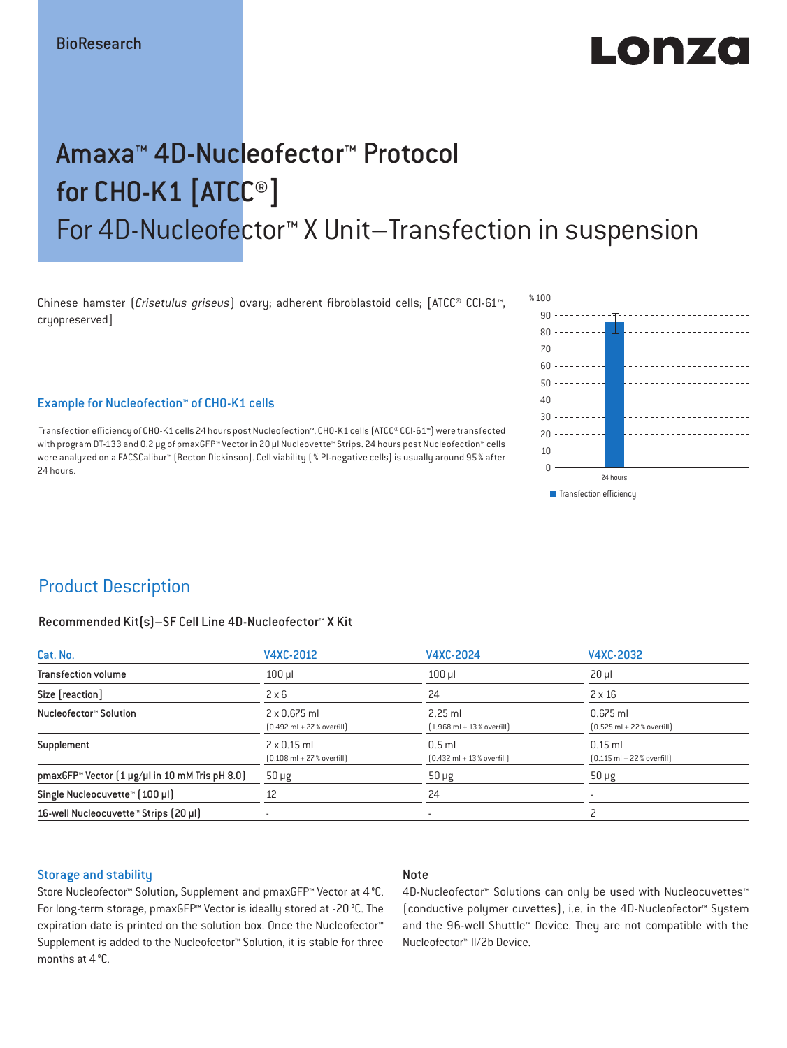BioResearch

# Amaxa™ 4D-Nucleofector™ Protocol for CHO-K1 [ATCC®]

## For 4D-Nucleofector™ X Unit–Transfection in suspension

Chinese hamster (*Crisetulus griseus*) ovary; adherent fibroblastoid cells; [ATCC® CCl-61™, cryopreserved]

### Example for Nucleofection™ of CHO-K1 cells

Transfection efficiency of CHO-K1 cells 24 hours post Nucleofection™. CHO-K1 cells (ATCC® CCl-61™) were transfected with program DT-133 and 0.2 µg of pmaxGFP™ Vector in 20 µl Nucleovette™ Strips. 24 hours post Nucleofection™ cells were analyzed on a FACSCalibur™ (Becton Dickinson). Cell viability (% PI-negative cells) is usually around 95% after 24 hours.

## Product Description

### Recommended Kit(s)–SF Cell Line 4D-Nucleofector™ X Kit

| Cat. No. | V4XC-2012 | V4XC-2024 | V4XC-2032 |
| --- | --- | --- | --- |
| Transfection volume | 100 µl | 100 µl | 20 µl |
| Size [reaction] | 2 x 6 | 24 | 2 x 16 |
| Nucleofector™ Solution | 2 x 0.675 ml (0.492 ml + 27% overfill) | 2.25 ml (1.968 ml + 13% overfill) | 0.675 ml (0.525 ml + 22% overfill) |
| Supplement | 2 x 0.15 ml (0.108 ml + 27% overfill) | 0.5 ml (0.432 ml + 13% overfill) | 0.15 ml (0.115 ml + 22% overfill) |
| pmaxGFP™ Vector (1 µg/µl in 10 mM Tris pH 8.0) | 50 µg | 50 µg | 50 µg |
| Single Nucleocuvette™ (100 µl) | 12 | 24 | - |
| 16-well Nucleocuvette™ Strips (20 µl) | - | - | 2 |

### Storage and stability

Store Nucleofector™ Solution, Supplement and pmaxGFP™ Vector at 4°C. For long-term storage, pmaxGFP™ Vector is ideally stored at -20°C. The expiration date is printed on the solution box. Once the Nucleofector™ Supplement is added to the Nucleofector™ Solution, it is stable for three months at 4°C.

### Note

4D-Nucleofector™ Solutions can only be used with Nucleocuvettes™ (conductive polymer cuvettes), i.e. in the 4D-Nucleofector™ System and the 96-well Shuttle™ Device. They are not compatible with the Nucleofector™ II/2b Device.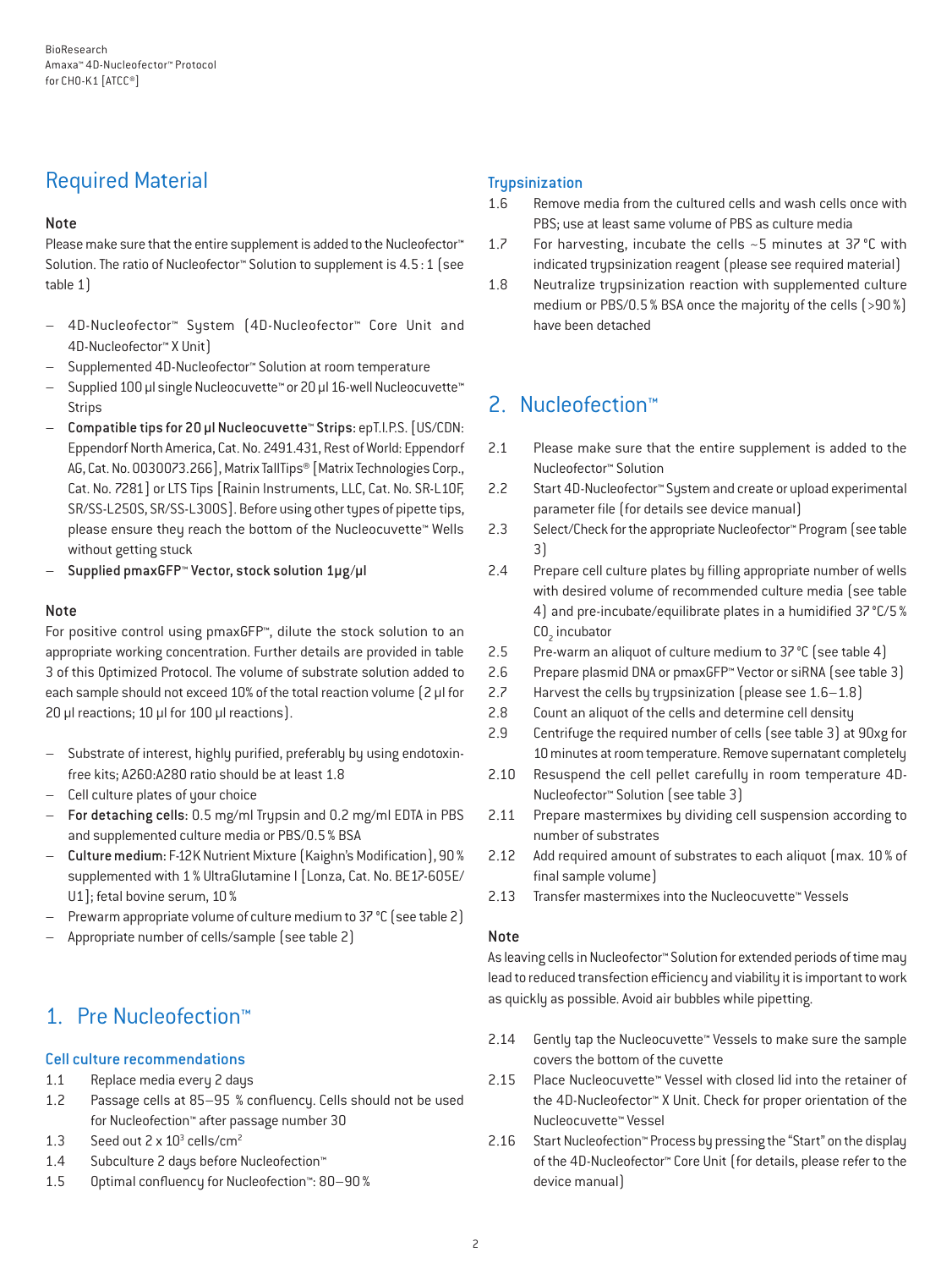## Required Material

### Note

Please make sure that the entire supplement is added to the Nucleofector™ Solution. The ratio of Nucleofector™ Solution to supplement is 4.5 : 1 (see table 1)

- 4D-Nucleofector™ System (4D-Nucleofector™ Core Unit and 4D-Nucleofector™ X Unit)
- Supplemented 4D-Nucleofector™ Solution at room temperature
- Supplied 100 µl single Nucleocuvette™ or 20 µl 16-well Nucleocuvette™ Strips
- **Compatible tips for 20 µl Nucleocuvette™ Strips:** epT.I.P.S. [US/CDN: Eppendorf North America, Cat. No. 2491.431, Rest of World: Eppendorf AG, Cat. No. 0030073.266], Matrix TallTips® [Matrix Technologies Corp., Cat. No. 7281] or LTS Tips [Rainin Instruments, LLC, Cat. No. SR-L10F, SR/SS-L250S, SR/SS-L300S]. Before using other types of pipette tips, please ensure they reach the bottom of the Nucleocuvette™ Wells without getting stuck
- **Supplied pmaxGFP™ Vector, stock solution 1µg/µl**

### Note

For positive control using pmaxGFP™, dilute the stock solution to an appropriate working concentration. Further details are provided in table 3 of this Optimized Protocol. The volume of substrate solution added to each sample should not exceed 10% of the total reaction volume (2 µl for 20 µl reactions; 10 µl for 100 µl reactions).

- Substrate of interest, highly purified, preferably by using endotoxin-free kits; A260:A280 ratio should be at least 1.8
- Cell culture plates of your choice
- **For detaching cells:** 0.5 mg/ml Trypsin and 0.2 mg/ml EDTA in PBS and supplemented culture media or PBS/0.5 % BSA
- **Culture medium:** F-12K Nutrient Mixture (Kaighn's Modification), 90 % supplemented with 1 % UltraGlutamine I [Lonza, Cat. No. BE17-605E/U1]; fetal bovine serum, 10 %
- Prewarm appropriate volume of culture medium to 37 °C (see table 2)
- Appropriate number of cells/sample (see table 2)

## 1. Pre Nucleofection™

### Cell culture recommendations

1.1 Replace media every 2 days
1.2 Passage cells at 85–95 % confluency. Cells should not be used for Nucleofection™ after passage number 30
1.3 Seed out $2 \times 10^3$ cells/cm$^2$
1.4 Subculture 2 days before Nucleofection™
1.5 Optimal confluency for Nucleofection™: 80–90 %

### Trypsinization

1.6 Remove media from the cultured cells and wash cells once with PBS; use at least same volume of PBS as culture media
1.7 For harvesting, incubate the cells ~5 minutes at 37 °C with indicated trypsinization reagent (please see required material)
1.8 Neutralize trypsinization reaction with supplemented culture medium or PBS/0.5 % BSA once the majority of the cells (>90 %) have been detached

## 2. Nucleofection™

2.1 Please make sure that the entire supplement is added to the Nucleofector™ Solution
2.2 Start 4D-Nucleofector™ System and create or upload experimental parameter file (for details see device manual)
2.3 Select/Check for the appropriate Nucleofector™ Program (see table 3)
2.4 Prepare cell culture plates by filling appropriate number of wells with desired volume of recommended culture media (see table 4) and pre-incubate/equilibrate plates in a humidified 37 °C/5 % $CO_2$ incubator
2.5 Pre-warm an aliquot of culture medium to 37 °C (see table 4)
2.6 Prepare plasmid DNA or pmaxGFP™ Vector or siRNA (see table 3)
2.7 Harvest the cells by trypsinization (please see 1.6–1.8)
2.8 Count an aliquot of the cells and determine cell density
2.9 Centrifuge the required number of cells (see table 3) at 90xg for 10 minutes at room temperature. Remove supernatant completely
2.10 Resuspend the cell pellet carefully in room temperature 4D-Nucleofector™ Solution (see table 3)
2.11 Prepare mastermixes by dividing cell suspension according to number of substrates
2.12 Add required amount of substrates to each aliquot (max. 10 % of final sample volume)
2.13 Transfer mastermixes into the Nucleocuvette™ Vessels

### Note

As leaving cells in Nucleofector™ Solution for extended periods of time may lead to reduced transfection efficiency and viability it is important to work as quickly as possible. Avoid air bubbles while pipetting.

2.14 Gently tap the Nucleocuvette™ Vessels to make sure the sample covers the bottom of the cuvette
2.15 Place Nucleocuvette™ Vessel with closed lid into the retainer of the 4D-Nucleofector™ X Unit. Check for proper orientation of the Nucleocuvette™ Vessel
2.16 Start Nucleofection™ Process by pressing the "Start" on the display of the 4D-Nucleofector™ Core Unit (for details, please refer to the device manual)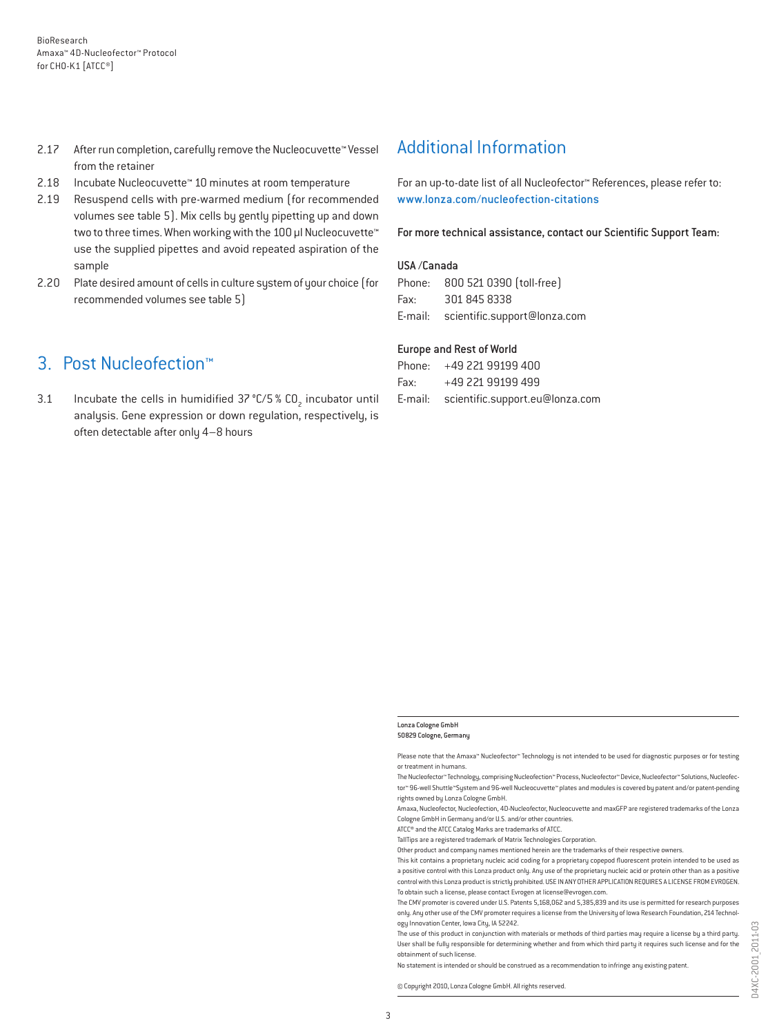2.17 After run completion, carefully remove the Nucleocuvette™ Vessel from the retainer

2.18 Incubate Nucleocuvette™ 10 minutes at room temperature

2.19 Resuspend cells with pre-warmed medium (for recommended volumes see table 5). Mix cells by gently pipetting up and down two to three times. When working with the 100 µl Nucleocuvette™ use the supplied pipettes and avoid repeated aspiration of the sample

2.20 Plate desired amount of cells in culture system of your choice (for recommended volumes see table 5)

## 3. Post Nucleofection™

3.1 Incubate the cells in humidified 37°C/5% $CO_2$ incubator until analysis. Gene expression or down regulation, respectively, is often detectable after only 4–8 hours

## Additional Information

For an up-to-date list of all Nucleofector™ References, please refer to: www.lonza.com/nucleofection-citations

For more technical assistance, contact our Scientific Support Team:

**USA /Canada**

Phone: 800 521 0390 (toll-free)
Fax: 301 845 8338
E-mail: scientific.support@lonza.com

**Europe and Rest of World**

Phone: +49 221 99199 400
Fax: +49 221 99199 499
E-mail: scientific.support.eu@lonza.com

**Lonza Cologne GmbH**
**50829 Cologne, Germany**

Please note that the Amaxa™ Nucleofector™ Technology is not intended to be used for diagnostic purposes or for testing or treatment in humans.

The Nucleofector™ Technology, comprising Nucleofection™ Process, Nucleofector™ Device, Nucleofector™ Solutions, Nucleofector™ 96-well Shuttle™System and 96-well Nucleocuvette™ plates and modules is covered by patent and/or patent-pending rights owned by Lonza Cologne GmbH.

Amaxa, Nucleofector, Nucleofection, 4D-Nucleofector, Nucleocuvette and maxGFP are registered trademarks of the Lonza Cologne GmbH in Germany and/or U.S. and/or other countries.

ATCC® and the ATCC Catalog Marks are trademarks of ATCC.

TallTips are a registered trademark of Matrix Technologies Corporation.

Other product and company names mentioned herein are the trademarks of their respective owners.

This kit contains a proprietary nucleic acid coding for a proprietary copepod fluorescent protein intended to be used as a positive control with this Lonza product only. Any use of the proprietary nucleic acid or protein other than as a positive control with this Lonza product is strictly prohibited. USE IN ANY OTHER APPLICATION REQUIRES A LICENSE FROM EVROGEN. To obtain such a license, please contact Evrogen at license@evrogen.com.

The CMV promoter is covered under U.S. Patents 5,168,062 and 5,385,839 and its use is permitted for research purposes only. Any other use of the CMV promoter requires a license from the University of Iowa Research Foundation, 214 Technology Innovation Center, Iowa City, IA 52242.

The use of this product in conjunction with materials or methods of third parties may require a license by a third party. User shall be fully responsible for determining whether and from which third party it requires such license and for the obtainment of such license.

No statement is intended or should be construed as a recommendation to infringe any existing patent.

© Copyright 2010, Lonza Cologne GmbH. All rights reserved.

D4XC-2001_2011-03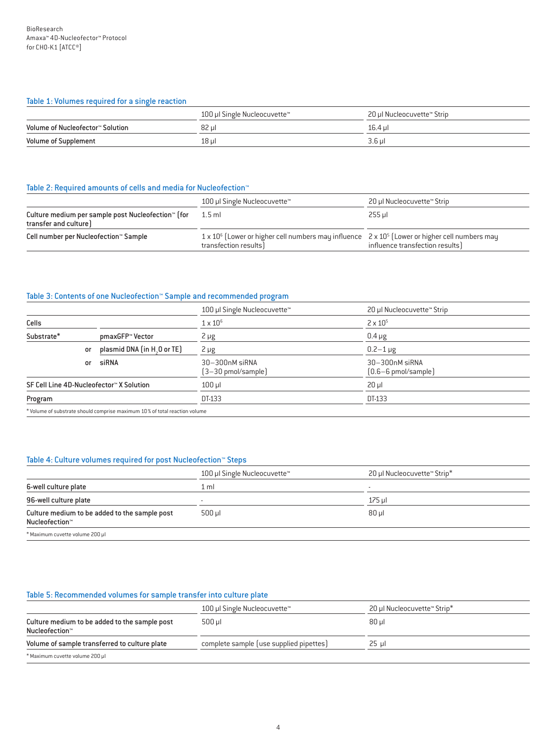### Table 1: Volumes required for a single reaction

| | 100 µl Single Nucleocuvette™ | 20 µl Nucleocuvette™ Strip |
|---|---|---|
| Volume of Nucleofector™ Solution | 82 µl | 16.4 µl |
| Volume of Supplement | 18 µl | 3.6 µl |

### Table 2: Required amounts of cells and media for Nucleofection™

| | 100 µl Single Nucleocuvette™ | 20 µl Nucleocuvette™ Strip |
|---|---|---|
| Culture medium per sample post Nucleofection™ (for transfer and culture) | 1.5 ml | 255 µl |
| Cell number per Nucleofection™ Sample | 1 x $10^6$ (Lower or higher cell numbers may influence transfection results) | 2 x $10^5$ (Lower or higher cell numbers may influence transfection results) |

### Table 3: Contents of one Nucleofection™ Sample and recommended program

| | | 100 µl Single Nucleocuvette™ | 20 µl Nucleocuvette™ Strip |
|---|---|---|---|
| Cells | | 1 x $10^6$ | 2 x $10^5$ |
| Substrate* | pmaxGFP™ Vector | 2 µg | 0.4 µg |
| or | plasmid DNA (in $H_2O$ or TE) | 2 µg | 0.2–1 µg |
| or | siRNA | 30–300nM siRNA (3–30 pmol/sample) | 30–300nM siRNA (0.6–6 pmol/sample) |
| SF Cell Line 4D-Nucleofector™ X Solution | | 100 µl | 20 µl |
| Program | | DT-133 | DT-133 |

\* Volume of substrate should comprise maximum 10 % of total reaction volume

### Table 4: Culture volumes required for post Nucleofection™ Steps

| | 100 µl Single Nucleocuvette™ | 20 µl Nucleocuvette™ Strip* |
|---|---|---|
| 6-well culture plate | 1 ml | - |
| 96-well culture plate | - | 175 µl |
| Culture medium to be added to the sample post Nucleofection™ | 500 µl | 80 µl |

\* Maximum cuvette volume 200 µl

### Table 5: Recommended volumes for sample transfer into culture plate

| | 100 µl Single Nucleocuvette™ | 20 µl Nucleocuvette™ Strip* |
|---|---|---|
| Culture medium to be added to the sample post Nucleofection™ | 500 µl | 80 µl |
| Volume of sample transferred to culture plate | complete sample (use supplied pipettes) | 25 µl |

\* Maximum cuvette volume 200 µl